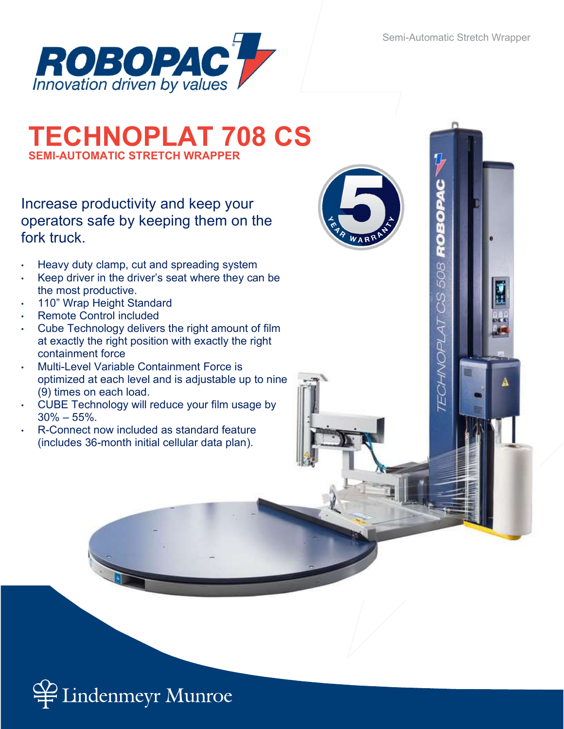Semi-Automatic Stretch Wrapper

ROBOPAC
*Innovation driven by values*

# TECHNOPLAT 708 CS

## SEMI-AUTOMATIC STRETCH WRAPPER

Increase productivity and keep your operators safe by keeping them on the fork truck.

- Heavy duty clamp, cut and spreading system
- Keep driver in the driver's seat where they can be the most productive.
- 110" Wrap Height Standard
- Remote Control included
- Cube Technology delivers the right amount of film at exactly the right position with exactly the right containment force
- Multi-Level Variable Containment Force is optimized at each level and is adjustable up to nine (9) times on each load.
- CUBE Technology will reduce your film usage by 30% – 55%.
- R-Connect now included as standard feature (includes 36-month initial cellular data plan).

5 YEAR WARRANTY

Lindenmeyr Munroe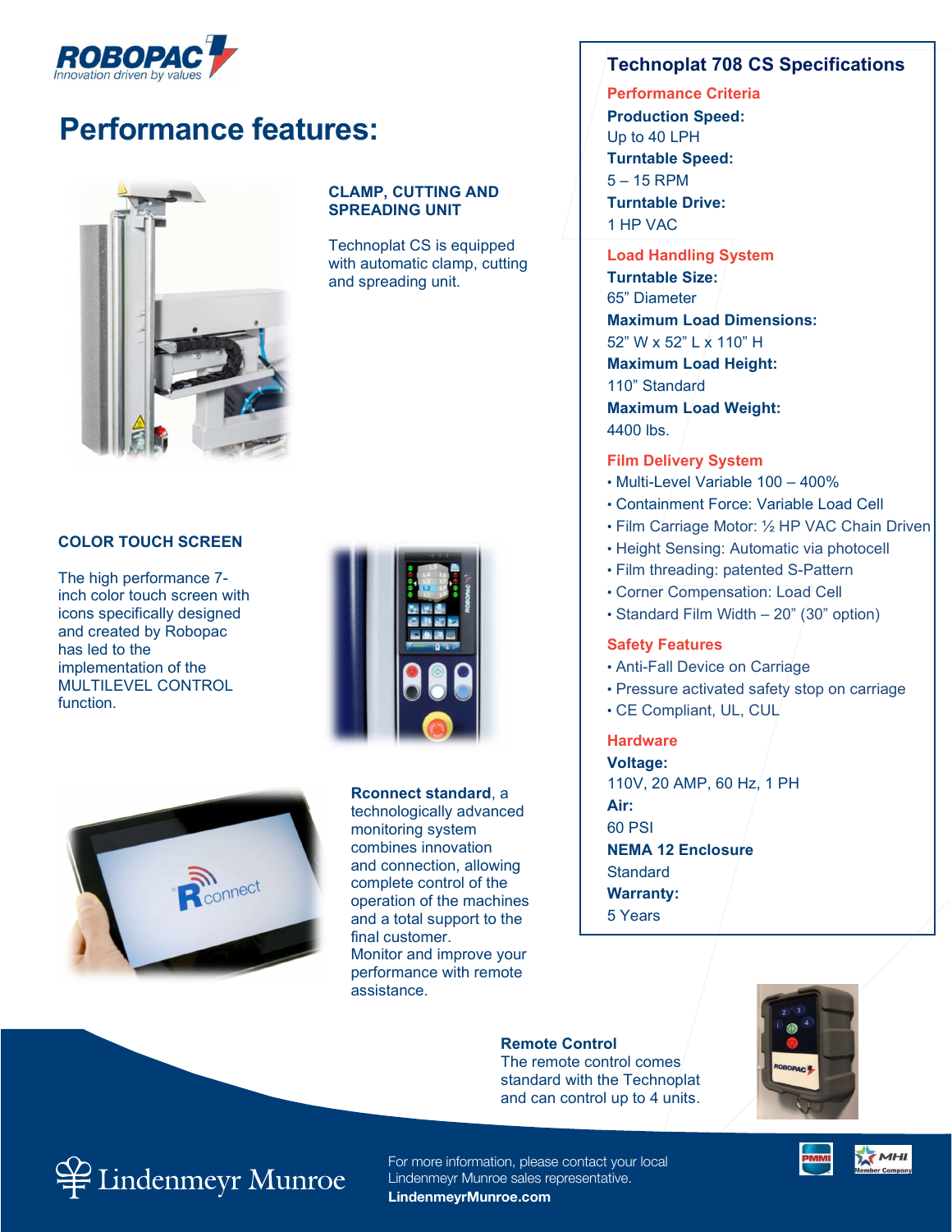ROBOPAC
*Innovation driven by values*

# Performance features:

### CLAMP, CUTTING AND SPREADING UNIT

Technoplat CS is equipped with automatic clamp, cutting and spreading unit.

### COLOR TOUCH SCREEN

The high performance 7-inch color touch screen with icons specifically designed and created by Robopac has led to the implementation of the MULTILEVEL CONTROL function.

**Rconnect standard**, a technologically advanced monitoring system combines innovation and connection, allowing complete control of the operation of the machines and a total support to the final customer.
Monitor and improve your performance with remote assistance.

## Technoplat 708 CS Specifications

### Performance Criteria

**Production Speed:**
Up to 40 LPH

**Turntable Speed:**
5 – 15 RPM

**Turntable Drive:**
1 HP VAC

### Load Handling System

**Turntable Size:**
65" Diameter

**Maximum Load Dimensions:**
52" W x 52" L x 110" H

**Maximum Load Height:**
110" Standard

**Maximum Load Weight:**
4400 lbs.

### Film Delivery System

- Multi-Level Variable 100 – 400%
- Containment Force: Variable Load Cell
- Film Carriage Motor: ½ HP VAC Chain Driven
- Height Sensing: Automatic via photocell
- Film threading: patented S-Pattern
- Corner Compensation: Load Cell
- Standard Film Width – 20" (30" option)

### Safety Features

- Anti-Fall Device on Carriage
- Pressure activated safety stop on carriage
- CE Compliant, UL, CUL

### Hardware

**Voltage:**
110V, 20 AMP, 60 Hz, 1 PH

**Air:**
60 PSI

**NEMA 12 Enclosure**
Standard

**Warranty:**
5 Years

**Remote Control**
The remote control comes standard with the Technoplat and can control up to 4 units.

Lindenmeyr Munroe

For more information, please contact your local Lindenmeyr Munroe sales representative.
**LindenmeyrMunroe.com**

PMMI | MHI Member Company